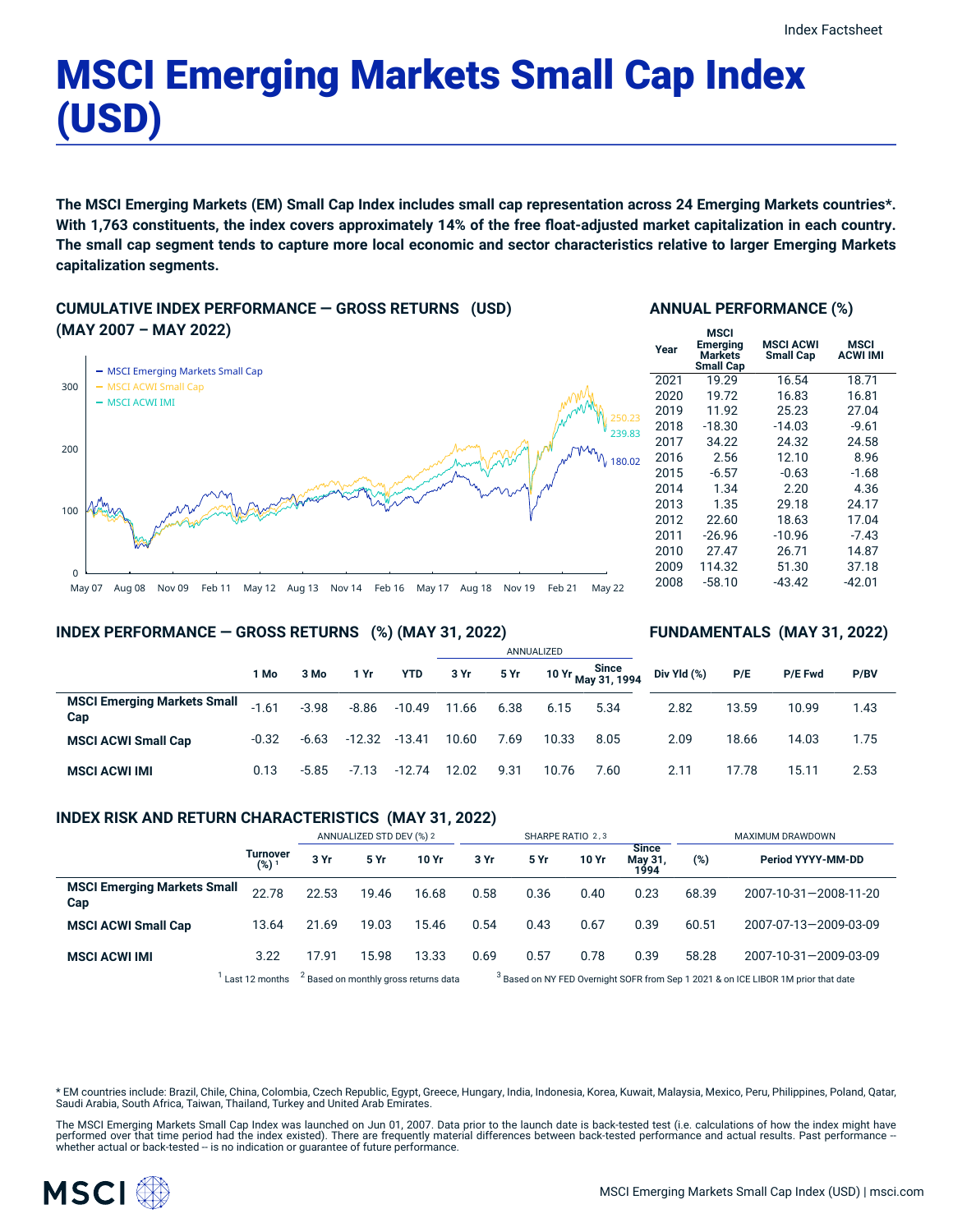# MSCI Emerging Markets Small Cap Index (USD)

**The MSCI Emerging Markets (EM) Small Cap Index includes small cap representation across 24 Emerging Markets countries*. With 1,763 constituents, the index covers approximately 14% of the free float-adjusted market capitalization in each country. The small cap segment tends to capture more local economic and sector characteristics relative to larger Emerging Markets capitalization segments.**

## CUMULATIVE INDEX PERFORMANCE — GROSS RETURNS (USD) (MAY 2007 – MAY 2022)

- MSCI Emerging Markets Small Cap: 180.02
- MSCI ACWI Small Cap: 250.23
- MSCI ACWI IMI: 239.83

## ANNUAL PERFORMANCE (%)

| Year | MSCI Emerging Markets Small Cap | MSCI ACWI Small Cap | MSCI ACWI IMI |
|---|---|---|---|
| 2021 | 19.29 | 16.54 | 18.71 |
| 2020 | 19.72 | 16.83 | 16.81 |
| 2019 | 11.92 | 25.23 | 27.04 |
| 2018 | -18.30 | -14.03 | -9.61 |
| 2017 | 34.22 | 24.32 | 24.58 |
| 2016 | 2.56 | 12.10 | 8.96 |
| 2015 | -6.57 | -0.63 | -1.68 |
| 2014 | 1.34 | 2.20 | 4.36 |
| 2013 | 1.35 | 29.18 | 24.17 |
| 2012 | 22.60 | 18.63 | 17.04 |
| 2011 | -26.96 | -10.96 | -7.43 |
| 2010 | 27.47 | 26.71 | 14.87 |
| 2009 | 114.32 | 51.30 | 37.18 |
| 2008 | -58.10 | -43.42 | -42.01 |

## INDEX PERFORMANCE — GROSS RETURNS (%) (MAY 31, 2022) / FUNDAMENTALS (MAY 31, 2022)

| | 1 Mo | 3 Mo | 1 Yr | YTD | ANNUALIZED 3 Yr | 5 Yr | 10 Yr | Since May 31, 1994 | Div Yld (%) | P/E | P/E Fwd | P/BV |
|---|---|---|---|---|---|---|---|---|---|---|---|---|
| **MSCI Emerging Markets Small Cap** | -1.61 | -3.98 | -8.86 | -10.49 | 11.66 | 6.38 | 6.15 | 5.34 | 2.82 | 13.59 | 10.99 | 1.43 |
| **MSCI ACWI Small Cap** | -0.32 | -6.63 | -12.32 | -13.41 | 10.60 | 7.69 | 10.33 | 8.05 | 2.09 | 18.66 | 14.03 | 1.75 |
| **MSCI ACWI IMI** | 0.13 | -5.85 | -7.13 | -12.74 | 12.02 | 9.31 | 10.76 | 7.60 | 2.11 | 17.78 | 15.11 | 2.53 |

## INDEX RISK AND RETURN CHARACTERISTICS (MAY 31, 2022)

| | Turnover (%) [1] | ANNUALIZED STD DEV (%) [2] | | | SHARPE RATIO [2,3] | | | | MAXIMUM DRAWDOWN | |
|---|---|---|---|---|---|---|---|---|---|---|
| | | 3 Yr | 5 Yr | 10 Yr | 3 Yr | 5 Yr | 10 Yr | Since May 31, 1994 | (%) | Period YYYY-MM-DD |
| **MSCI Emerging Markets Small Cap** | 22.78 | 22.53 | 19.46 | 16.68 | 0.58 | 0.36 | 0.40 | 0.23 | 68.39 | 2007-10-31—2008-11-20 |
| **MSCI ACWI Small Cap** | 13.64 | 21.69 | 19.03 | 15.46 | 0.54 | 0.43 | 0.67 | 0.39 | 60.51 | 2007-07-13—2009-03-09 |
| **MSCI ACWI IMI** | 3.22 | 17.91 | 15.98 | 13.33 | 0.69 | 0.57 | 0.78 | 0.39 | 58.28 | 2007-10-31—2009-03-09 |

[1] Last 12 months [2] Based on monthly gross returns data [3] Based on NY FED Overnight SOFR from Sep 1 2021 & on ICE LIBOR 1M prior that date

* EM countries include: Brazil, Chile, China, Colombia, Czech Republic, Egypt, Greece, Hungary, India, Indonesia, Korea, Kuwait, Malaysia, Mexico, Peru, Philippines, Poland, Qatar, Saudi Arabia, South Africa, Taiwan, Thailand, Turkey and United Arab Emirates.

The MSCI Emerging Markets Small Cap Index was launched on Jun 01, 2007. Data prior to the launch date is back-tested test (i.e. calculations of how the index might have performed over that time period had the index existed). There are frequently material differences between back-tested performance and actual results. Past performance -- whether actual or back-tested -- is no indication or guarantee of future performance.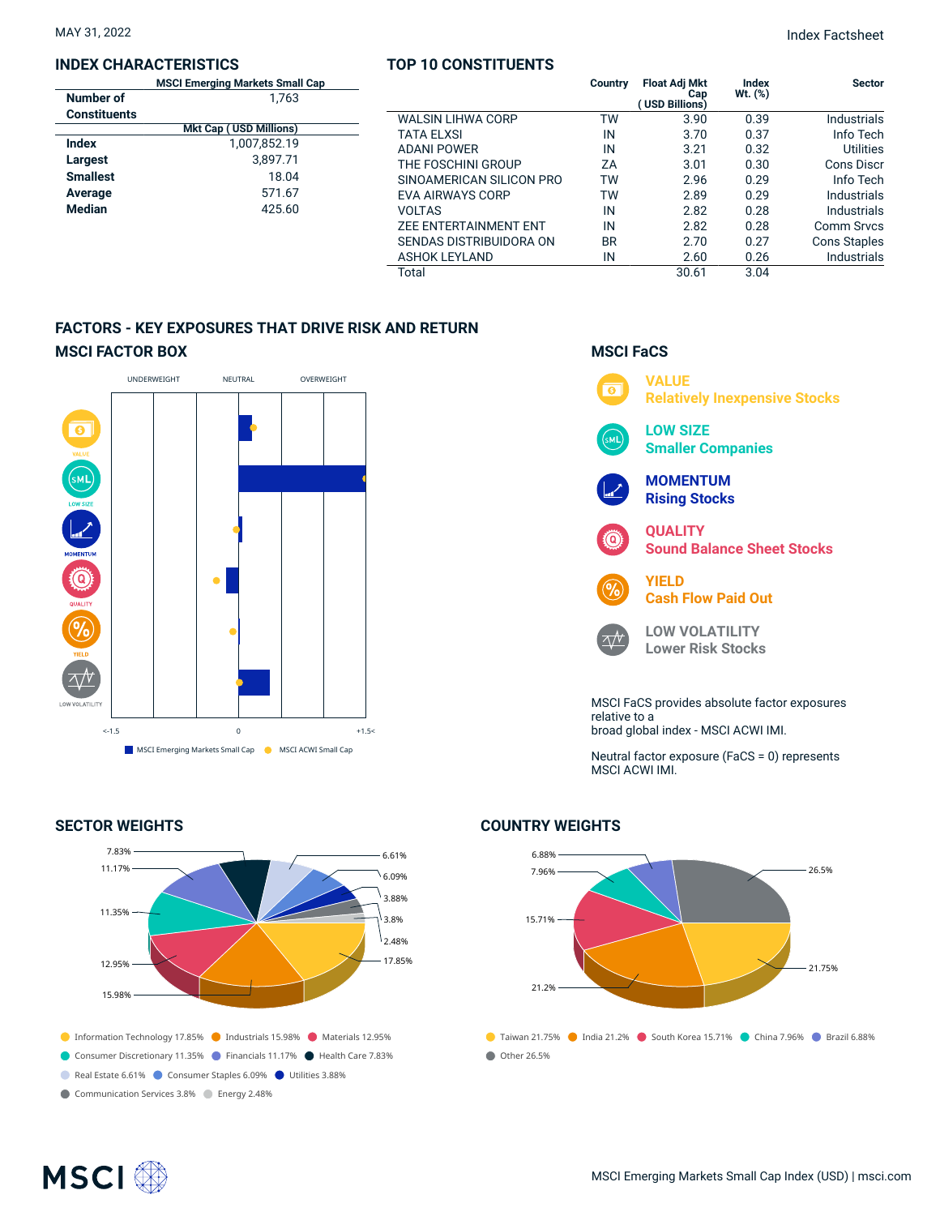MAY 31, 2022

Index Factsheet

## INDEX CHARACTERISTICS

| | MSCI Emerging Markets Small Cap |
|---|---|
| Number of Constituents | 1,763 |
| | Mkt Cap ( USD Millions) |
| Index | 1,007,852.19 |
| Largest | 3,897.71 |
| Smallest | 18.04 |
| Average | 571.67 |
| Median | 425.60 |

## TOP 10 CONSTITUENTS

| | Country | Float Adj Mkt Cap ( USD Billions) | Index Wt. (%) | Sector |
|---|---|---|---|---|
| WALSIN LIHWA CORP | TW | 3.90 | 0.39 | Industrials |
| TATA ELXSI | IN | 3.70 | 0.37 | Info Tech |
| ADANI POWER | IN | 3.21 | 0.32 | Utilities |
| THE FOSCHINI GROUP | ZA | 3.01 | 0.30 | Cons Discr |
| SINOAMERICAN SILICON PRO | TW | 2.96 | 0.29 | Info Tech |
| EVA AIRWAYS CORP | TW | 2.89 | 0.29 | Industrials |
| VOLTAS | IN | 2.82 | 0.28 | Industrials |
| ZEE ENTERTAINMENT ENT | IN | 2.82 | 0.28 | Comm Srvcs |
| SENDAS DISTRIBUIDORA ON | BR | 2.70 | 0.27 | Cons Staples |
| ASHOK LEYLAND | IN | 2.60 | 0.26 | Industrials |
| Total | | 30.61 | 3.04 | |

## FACTORS - KEY EXPOSURES THAT DRIVE RISK AND RETURN

### MSCI FACTOR BOX

UNDERWEIGHT | NEUTRAL | OVERWEIGHT

VALUE, LOW SIZE, MOMENTUM, QUALITY, YIELD, LOW VOLATILITY

<-1.5 | 0 | +1.5<

MSCI Emerging Markets Small Cap | MSCI ACWI Small Cap

### MSCI FaCS

**VALUE** Relatively Inexpensive Stocks

**LOW SIZE** Smaller Companies

**MOMENTUM** Rising Stocks

**QUALITY** Sound Balance Sheet Stocks

**YIELD** Cash Flow Paid Out

**LOW VOLATILITY** Lower Risk Stocks

MSCI FaCS provides absolute factor exposures relative to a broad global index - MSCI ACWI IMI.

Neutral factor exposure (FaCS = 0) represents MSCI ACWI IMI.

## SECTOR WEIGHTS

- Information Technology 17.85%
- Industrials 15.98%
- Materials 12.95%
- Consumer Discretionary 11.35%
- Financials 11.17%
- Health Care 7.83%
- Real Estate 6.61%
- Consumer Staples 6.09%
- Utilities 3.88%
- Communication Services 3.8%
- Energy 2.48%

## COUNTRY WEIGHTS

- Taiwan 21.75%
- India 21.2%
- South Korea 15.71%
- China 7.96%
- Brazil 6.88%
- Other 26.5%

MSCI Emerging Markets Small Cap Index (USD) | msci.com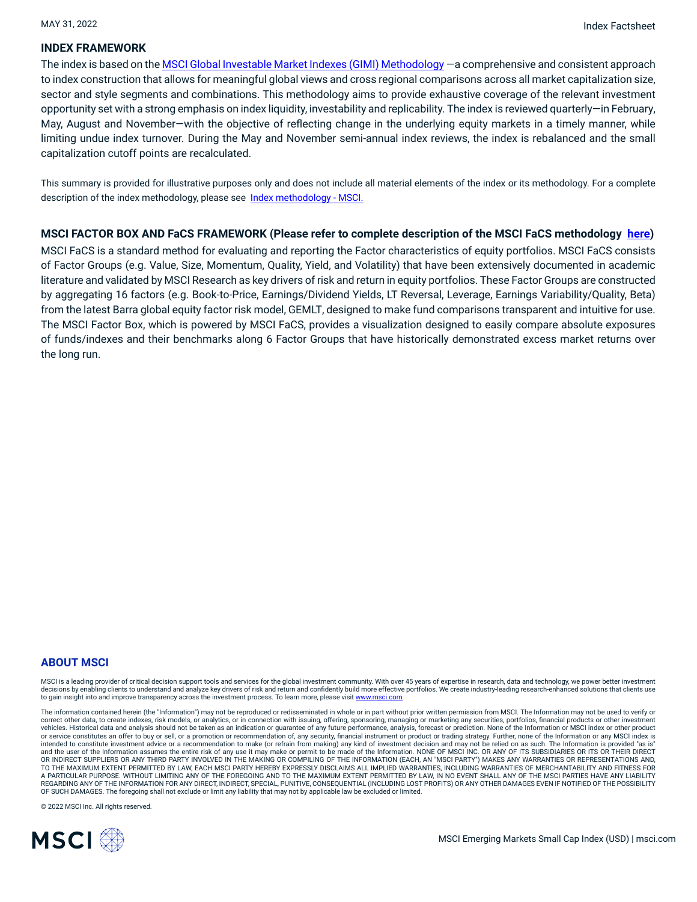## INDEX FRAMEWORK

The index is based on the MSCI Global Investable Market Indexes (GIMI) Methodology —a comprehensive and consistent approach to index construction that allows for meaningful global views and cross regional comparisons across all market capitalization size, sector and style segments and combinations. This methodology aims to provide exhaustive coverage of the relevant investment opportunity set with a strong emphasis on index liquidity, investability and replicability. The index is reviewed quarterly—in February, May, August and November—with the objective of reflecting change in the underlying equity markets in a timely manner, while limiting undue index turnover. During the May and November semi-annual index reviews, the index is rebalanced and the small capitalization cutoff points are recalculated.

This summary is provided for illustrative purposes only and does not include all material elements of the index or its methodology. For a complete description of the index methodology, please see Index methodology - MSCI.

## MSCI FACTOR BOX AND FaCS FRAMEWORK (Please refer to complete description of the MSCI FaCS methodology here)

MSCI FaCS is a standard method for evaluating and reporting the Factor characteristics of equity portfolios. MSCI FaCS consists of Factor Groups (e.g. Value, Size, Momentum, Quality, Yield, and Volatility) that have been extensively documented in academic literature and validated by MSCI Research as key drivers of risk and return in equity portfolios. These Factor Groups are constructed by aggregating 16 factors (e.g. Book-to-Price, Earnings/Dividend Yields, LT Reversal, Leverage, Earnings Variability/Quality, Beta) from the latest Barra global equity factor risk model, GEMLT, designed to make fund comparisons transparent and intuitive for use. The MSCI Factor Box, which is powered by MSCI FaCS, provides a visualization designed to easily compare absolute exposures of funds/indexes and their benchmarks along 6 Factor Groups that have historically demonstrated excess market returns over the long run.

## ABOUT MSCI

MSCI is a leading provider of critical decision support tools and services for the global investment community. With over 45 years of expertise in research, data and technology, we power better investment decisions by enabling clients to understand and analyze key drivers of risk and return and confidently build more effective portfolios. We create industry-leading research-enhanced solutions that clients use to gain insight into and improve transparency across the investment process. To learn more, please visit www.msci.com.

The information contained herein (the "Information") may not be reproduced or redisseminated in whole or in part without prior written permission from MSCI. The Information may not be used to verify or correct other data, to create indexes, risk models, or analytics, or in connection with issuing, offering, sponsoring, managing or marketing any securities, portfolios, financial products or other investment vehicles. Historical data and analysis should not be taken as an indication or guarantee of any future performance, analysis, forecast or prediction. None of the Information or MSCI index or other product or service constitutes an offer to buy or sell, or a promotion or recommendation of, any security, financial instrument or product or trading strategy. Further, none of the Information or any MSCI index is intended to constitute investment advice or a recommendation to make (or refrain from making) any kind of investment decision and may not be relied on as such. The Information is provided "as is" and the user of the Information assumes the entire risk of any use it may make or permit to be made of the Information. NONE OF MSCI INC. OR ANY OF ITS SUBSIDIARIES OR ITS OR THEIR DIRECT OR INDIRECT SUPPLIERS OR ANY THIRD PARTY INVOLVED IN THE MAKING OR COMPILING OF THE INFORMATION (EACH, AN "MSCI PARTY") MAKES ANY WARRANTIES OR REPRESENTATIONS AND, TO THE MAXIMUM EXTENT PERMITTED BY LAW, EACH MSCI PARTY HEREBY EXPRESSLY DISCLAIMS ALL IMPLIED WARRANTIES, INCLUDING WARRANTIES OF MERCHANTABILITY AND FITNESS FOR A PARTICULAR PURPOSE. WITHOUT LIMITING ANY OF THE FOREGOING AND TO THE MAXIMUM EXTENT PERMITTED BY LAW, IN NO EVENT SHALL ANY OF THE MSCI PARTIES HAVE ANY LIABILITY REGARDING ANY OF THE INFORMATION FOR ANY DIRECT, INDIRECT, SPECIAL, PUNITIVE, CONSEQUENTIAL (INCLUDING LOST PROFITS) OR ANY OTHER DAMAGES EVEN IF NOTIFIED OF THE POSSIBILITY OF SUCH DAMAGES. The foregoing shall not exclude or limit any liability that may not by applicable law be excluded or limited.

© 2022 MSCI Inc. All rights reserved.